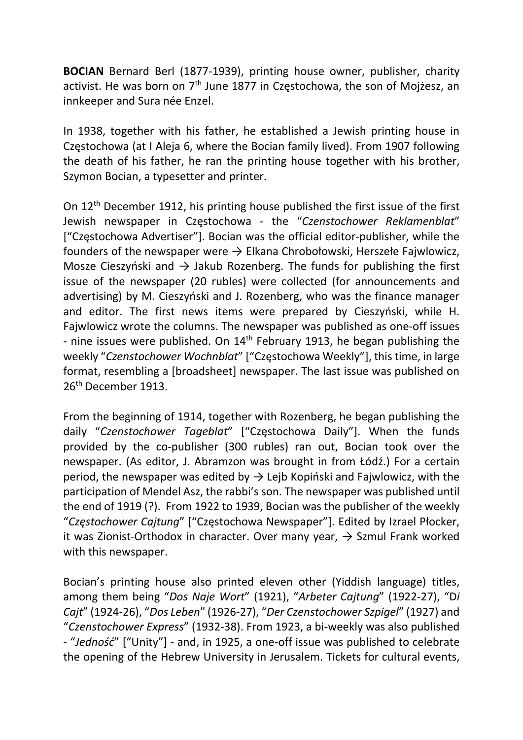**BOCIAN** Bernard Berl (1877-1939), printing house owner, publisher, charity activist. He was born on 7th June 1877 in Częstochowa, the son of Mojżesz, an innkeeper and Sura née Enzel.

In 1938, together with his father, he established a Jewish printing house in Częstochowa (at I Aleja 6, where the Bocian family lived). From 1907 following the death of his father, he ran the printing house together with his brother, Szymon Bocian, a typesetter and printer.

On 12th December 1912, his printing house published the first issue of the first Jewish newspaper in Częstochowa - the "*Czenstochower Reklamenblat*" ["Częstochowa Advertiser"]. Bocian was the official editor-publisher, while the founders of the newspaper were → Elkana Chrobołowski, Herszełe Fajwlowicz, Mosze Cieszyński and → Jakub Rozenberg. The funds for publishing the first issue of the newspaper (20 rubles) were collected (for announcements and advertising) by M. Cieszyński and J. Rozenberg, who was the finance manager and editor. The first news items were prepared by Cieszyński, while H. Fajwlowicz wrote the columns. The newspaper was published as one-off issues - nine issues were published. On 14th February 1913, he began publishing the weekly "*Czenstochower Wochnblat*" ["Częstochowa Weekly"], this time, in large format, resembling a [broadsheet] newspaper. The last issue was published on 26th December 1913.

From the beginning of 1914, together with Rozenberg, he began publishing the daily "*Czenstochower Tageblat*" ["Częstochowa Daily"]. When the funds provided by the co-publisher (300 rubles) ran out, Bocian took over the newspaper. (As editor, J. Abramzon was brought in from Łódź.) For a certain period, the newspaper was edited by → Lejb Kopiński and Fajwlowicz, with the participation of Mendel Asz, the rabbi's son. The newspaper was published until the end of 1919 (?). From 1922 to 1939, Bocian was the publisher of the weekly "*Częstochower Cajtung*" ["Częstochowa Newspaper"]. Edited by Izrael Płocker, it was Zionist-Orthodox in character. Over many year, → Szmul Frank worked with this newspaper.

Bocian's printing house also printed eleven other (Yiddish language) titles, among them being "*Dos Naje Wort*" (1921), "*Arbeter Cajtung*" (1922-27), "*Di Cajt*" (1924-26), "*Dos Leben*" (1926-27), "*Der Czenstochower Szpigel*" (1927) and "*Czenstochower Express*" (1932-38). From 1923, a bi-weekly was also published - "*Jedność*" ["Unity"] - and, in 1925, a one-off issue was published to celebrate the opening of the Hebrew University in Jerusalem. Tickets for cultural events,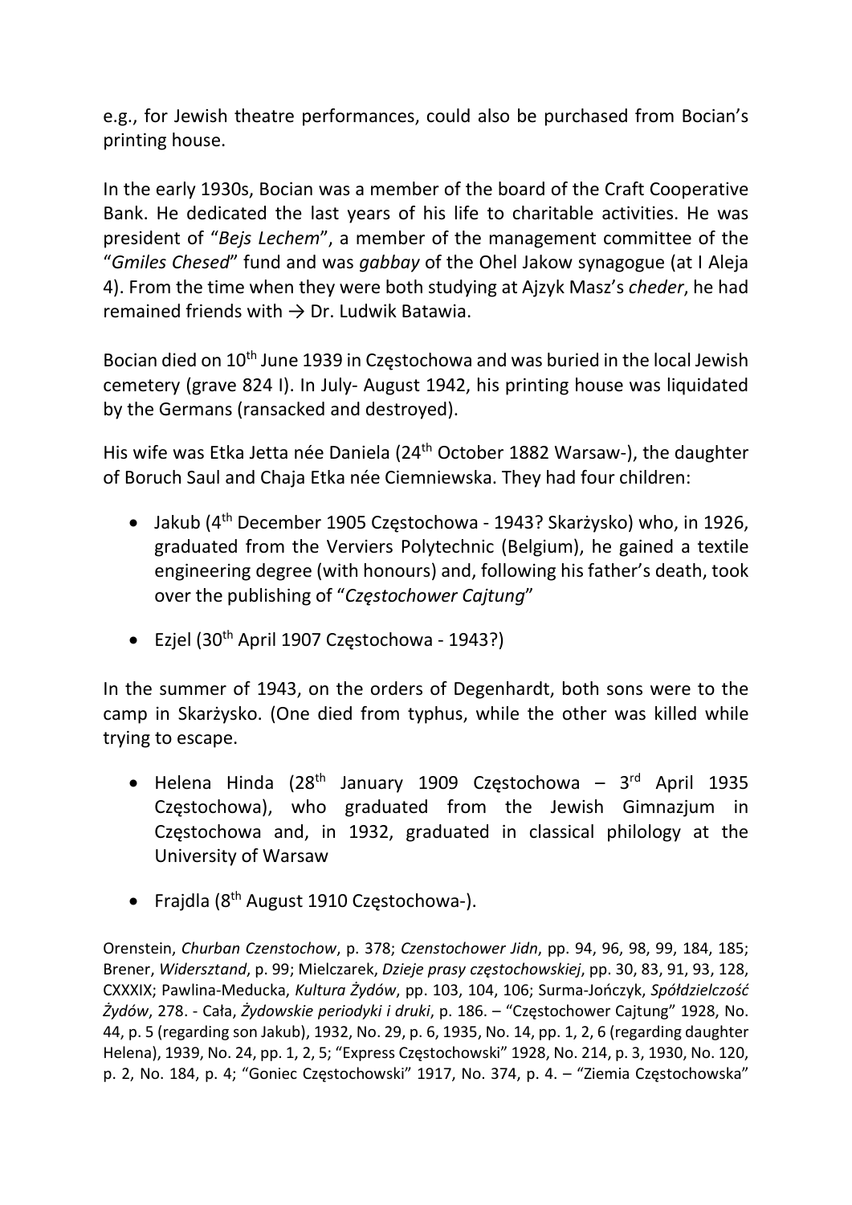e.g., for Jewish theatre performances, could also be purchased from Bocian's printing house.

In the early 1930s, Bocian was a member of the board of the Craft Cooperative Bank. He dedicated the last years of his life to charitable activities. He was president of "*Bejs Lechem*", a member of the management committee of the "*Gmiles Chesed*" fund and was *gabbay* of the Ohel Jakow synagogue (at I Aleja 4). From the time when they were both studying at Ajzyk Masz's *cheder*, he had remained friends with → Dr. Ludwik Batawia.

Bocian died on 10th June 1939 in Częstochowa and was buried in the local Jewish cemetery (grave 824 I). In July- August 1942, his printing house was liquidated by the Germans (ransacked and destroyed).

His wife was Etka Jetta née Daniela (24th October 1882 Warsaw-), the daughter of Boruch Saul and Chaja Etka née Ciemniewska. They had four children:

- Jakub (4th December 1905 Częstochowa - 1943? Skarżysko) who, in 1926, graduated from the Verviers Polytechnic (Belgium), he gained a textile engineering degree (with honours) and, following his father's death, took over the publishing of "*Częstochower Cajtung*"
- Ezjel (30th April 1907 Częstochowa - 1943?)

In the summer of 1943, on the orders of Degenhardt, both sons were to the camp in Skarżysko. (One died from typhus, while the other was killed while trying to escape.

- Helena Hinda (28th January 1909 Częstochowa – 3rd April 1935 Częstochowa), who graduated from the Jewish Gimnazjum in Częstochowa and, in 1932, graduated in classical philology at the University of Warsaw
- Frajdla (8th August 1910 Częstochowa-).

Orenstein, *Churban Czenstochow*, p. 378; *Czenstochower Jidn*, pp. 94, 96, 98, 99, 184, 185; Brener, *Widersztand*, p. 99; Mielczarek, *Dzieje prasy częstochowskiej*, pp. 30, 83, 91, 93, 128, CXXXIX; Pawlina-Meducka, *Kultura Żydów*, pp. 103, 104, 106; Surma-Jończyk, *Spółdzielczość Żydów*, 278. - Cała, *Żydowskie periodyki i druki*, p. 186. – "Częstochower Cajtung" 1928, No. 44, p. 5 (regarding son Jakub), 1932, No. 29, p. 6, 1935, No. 14, pp. 1, 2, 6 (regarding daughter Helena), 1939, No. 24, pp. 1, 2, 5; "Express Częstochowski" 1928, No. 214, p. 3, 1930, No. 120, p. 2, No. 184, p. 4; "Goniec Częstochowski" 1917, No. 374, p. 4. – "Ziemia Częstochowska"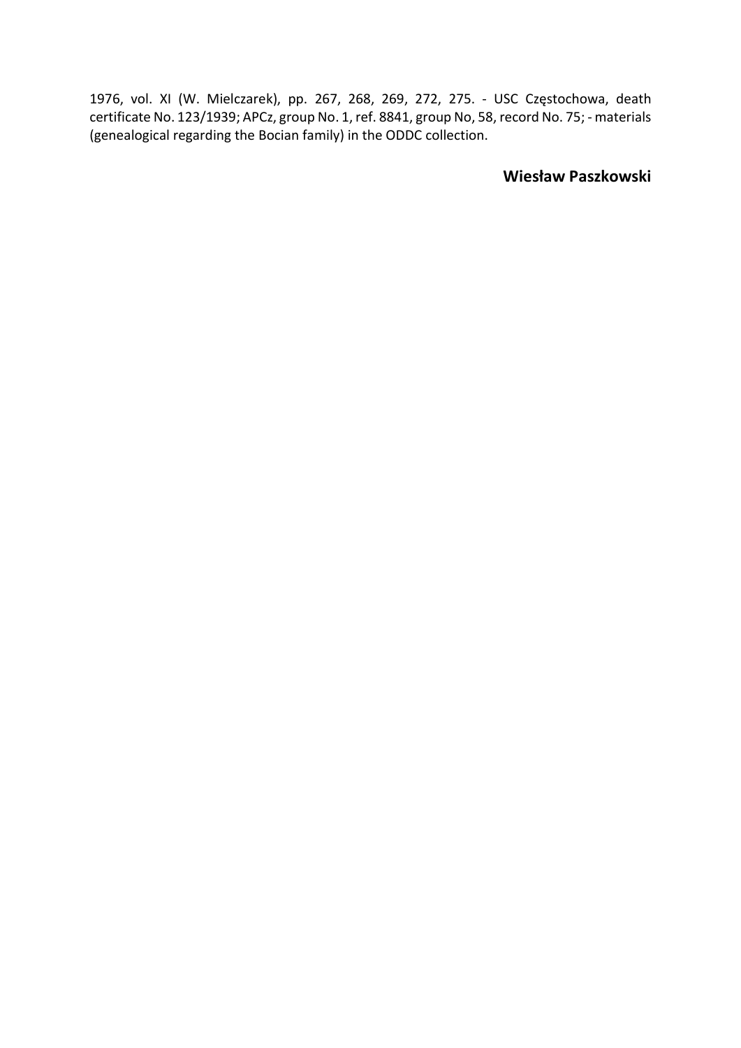1976, vol. XI (W. Mielczarek), pp. 267, 268, 269, 272, 275. - USC Częstochowa, death certificate No. 123/1939; APCz, group No. 1, ref. 8841, group No, 58, record No. 75; - materials (genealogical regarding the Bocian family) in the ODDC collection.

**Wiesław Paszkowski**